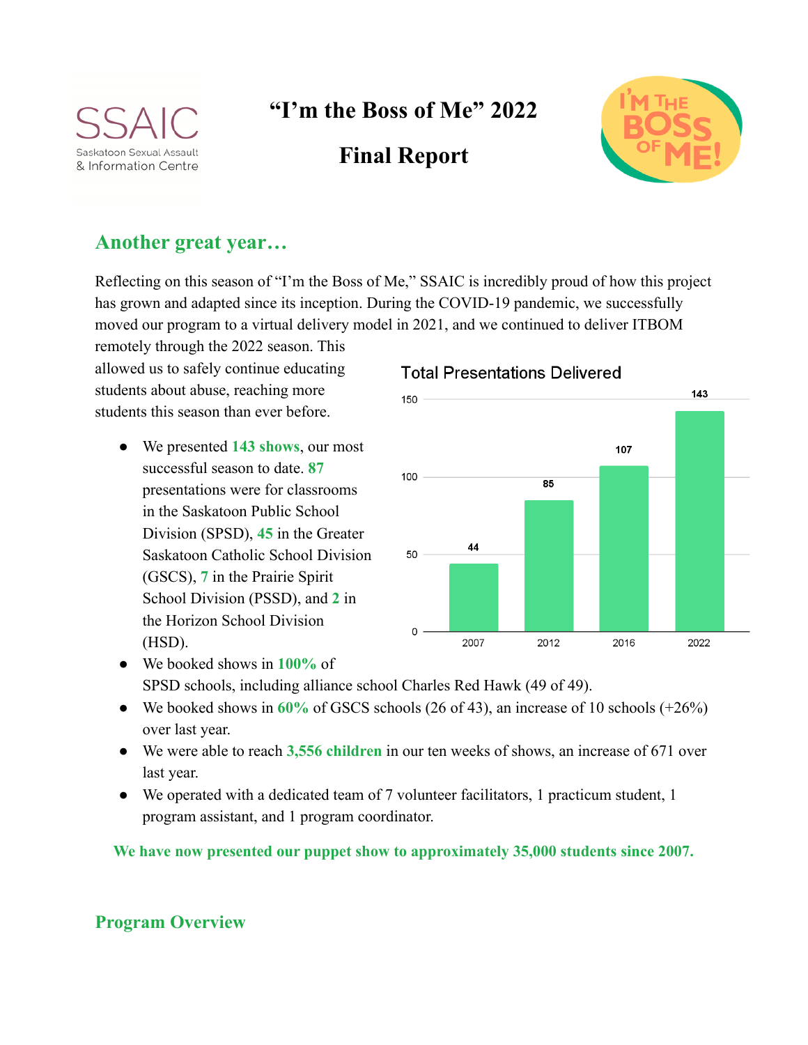SSAIC
Saskatoon Sexual Assault & Information Centre

# "I'm the Boss of Me" 2022

# Final Report

I'M THE BOSS OF ME!

## Another great year…

Reflecting on this season of "I'm the Boss of Me," SSAIC is incredibly proud of how this project has grown and adapted since its inception. During the COVID-19 pandemic, we successfully moved our program to a virtual delivery model in 2021, and we continued to deliver ITBOM remotely through the 2022 season. This allowed us to safely continue educating students about abuse, reaching more students this season than ever before.

Total Presentations Delivered

150
100
50
0

44
85
107
143

2007
2012
2016
2022

- We presented **143 shows**, our most successful season to date. **87** presentations were for classrooms in the Saskatoon Public School Division (SPSD), **45** in the Greater Saskatoon Catholic School Division (GSCS), **7** in the Prairie Spirit School Division (PSSD), and **2** in the Horizon School Division (HSD).
- We booked shows in **100%** of SPSD schools, including alliance school Charles Red Hawk (49 of 49).
- We booked shows in **60%** of GSCS schools (26 of 43), an increase of 10 schools (+26%) over last year.
- We were able to reach **3,556 children** in our ten weeks of shows, an increase of 671 over last year.
- We operated with a dedicated team of 7 volunteer facilitators, 1 practicum student, 1 program assistant, and 1 program coordinator.

**We have now presented our puppet show to approximately 35,000 students since 2007.**

## Program Overview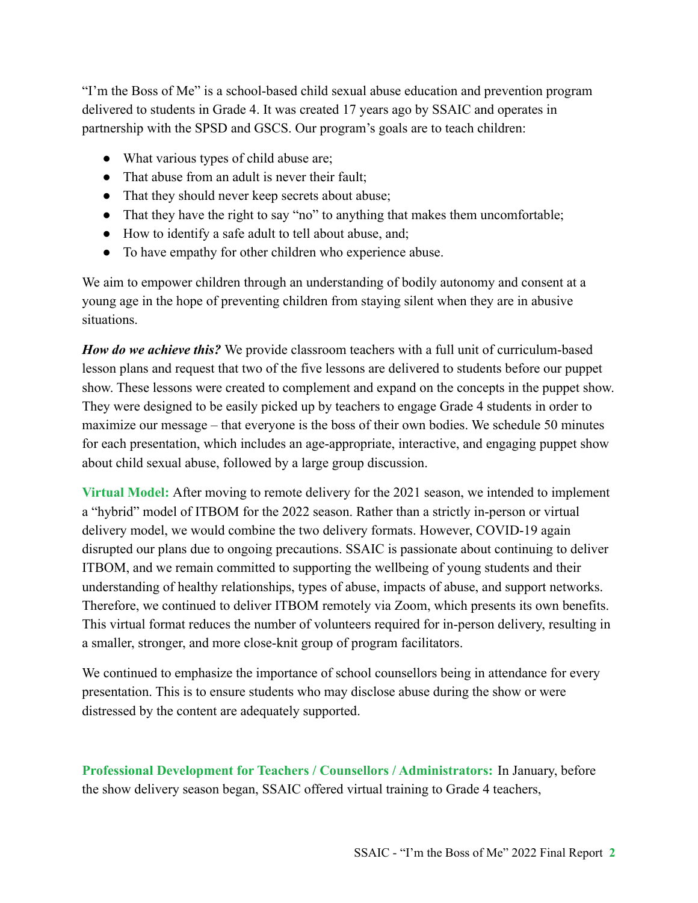"I'm the Boss of Me" is a school-based child sexual abuse education and prevention program delivered to students in Grade 4. It was created 17 years ago by SSAIC and operates in partnership with the SPSD and GSCS. Our program's goals are to teach children:

- What various types of child abuse are;
- That abuse from an adult is never their fault;
- That they should never keep secrets about abuse;
- That they have the right to say "no" to anything that makes them uncomfortable;
- How to identify a safe adult to tell about abuse, and;
- To have empathy for other children who experience abuse.

We aim to empower children through an understanding of bodily autonomy and consent at a young age in the hope of preventing children from staying silent when they are in abusive situations.

***How do we achieve this?*** We provide classroom teachers with a full unit of curriculum-based lesson plans and request that two of the five lessons are delivered to students before our puppet show. These lessons were created to complement and expand on the concepts in the puppet show. They were designed to be easily picked up by teachers to engage Grade 4 students in order to maximize our message – that everyone is the boss of their own bodies. We schedule 50 minutes for each presentation, which includes an age-appropriate, interactive, and engaging puppet show about child sexual abuse, followed by a large group discussion.

**Virtual Model:** After moving to remote delivery for the 2021 season, we intended to implement a "hybrid" model of ITBOM for the 2022 season. Rather than a strictly in-person or virtual delivery model, we would combine the two delivery formats. However, COVID-19 again disrupted our plans due to ongoing precautions. SSAIC is passionate about continuing to deliver ITBOM, and we remain committed to supporting the wellbeing of young students and their understanding of healthy relationships, types of abuse, impacts of abuse, and support networks. Therefore, we continued to deliver ITBOM remotely via Zoom, which presents its own benefits. This virtual format reduces the number of volunteers required for in-person delivery, resulting in a smaller, stronger, and more close-knit group of program facilitators.

We continued to emphasize the importance of school counsellors being in attendance for every presentation. This is to ensure students who may disclose abuse during the show or were distressed by the content are adequately supported.

**Professional Development for Teachers / Counsellors / Administrators:** In January, before the show delivery season began, SSAIC offered virtual training to Grade 4 teachers,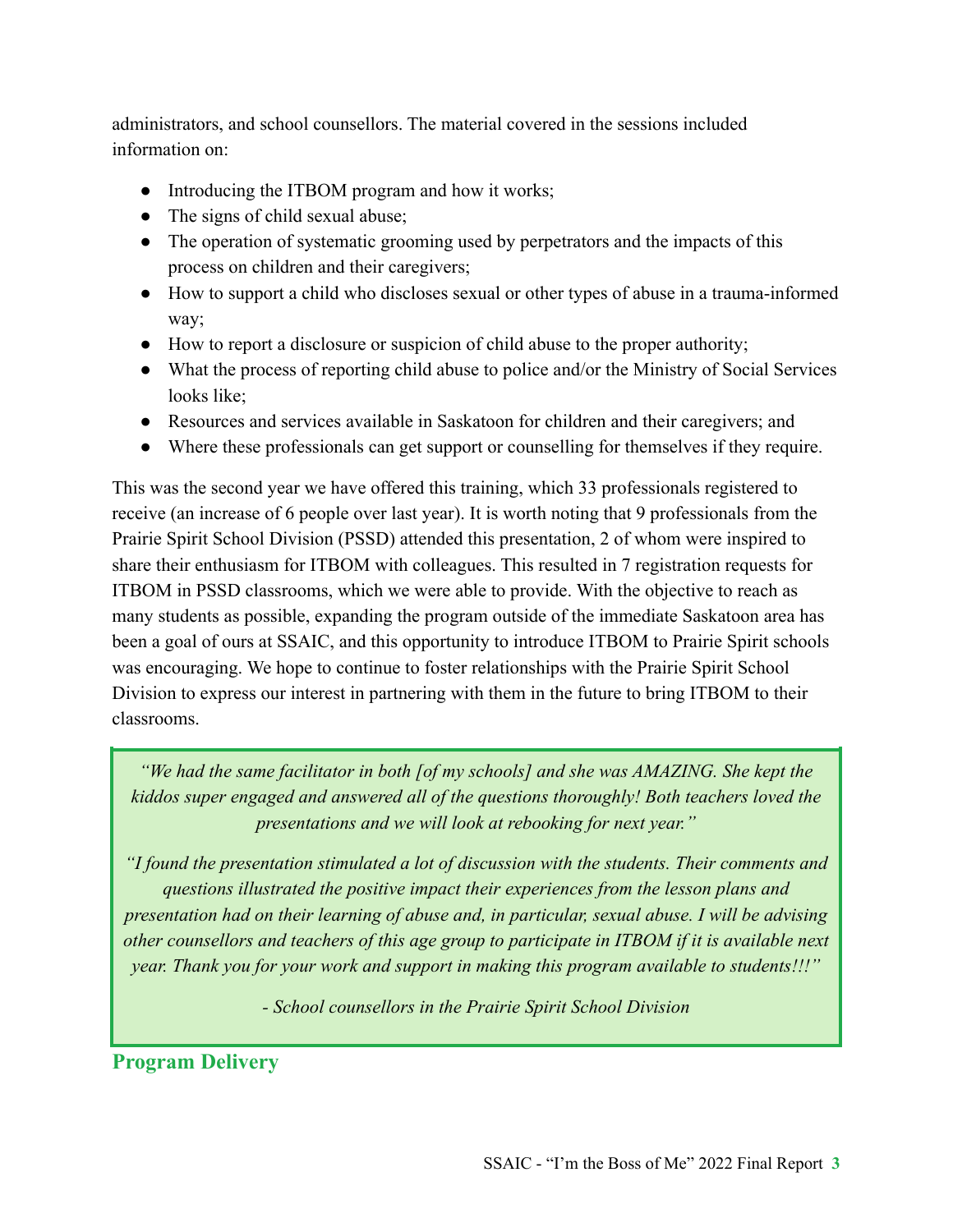administrators, and school counsellors. The material covered in the sessions included information on:

- Introducing the ITBOM program and how it works;
- The signs of child sexual abuse;
- The operation of systematic grooming used by perpetrators and the impacts of this process on children and their caregivers;
- How to support a child who discloses sexual or other types of abuse in a trauma-informed way;
- How to report a disclosure or suspicion of child abuse to the proper authority;
- What the process of reporting child abuse to police and/or the Ministry of Social Services looks like;
- Resources and services available in Saskatoon for children and their caregivers; and
- Where these professionals can get support or counselling for themselves if they require.

This was the second year we have offered this training, which 33 professionals registered to receive (an increase of 6 people over last year). It is worth noting that 9 professionals from the Prairie Spirit School Division (PSSD) attended this presentation, 2 of whom were inspired to share their enthusiasm for ITBOM with colleagues. This resulted in 7 registration requests for ITBOM in PSSD classrooms, which we were able to provide. With the objective to reach as many students as possible, expanding the program outside of the immediate Saskatoon area has been a goal of ours at SSAIC, and this opportunity to introduce ITBOM to Prairie Spirit schools was encouraging. We hope to continue to foster relationships with the Prairie Spirit School Division to express our interest in partnering with them in the future to bring ITBOM to their classrooms.

> *"We had the same facilitator in both [of my schools] and she was AMAZING. She kept the kiddos super engaged and answered all of the questions thoroughly! Both teachers loved the presentations and we will look at rebooking for next year."*
>
> *"I found the presentation stimulated a lot of discussion with the students. Their comments and questions illustrated the positive impact their experiences from the lesson plans and presentation had on their learning of abuse and, in particular, sexual abuse. I will be advising other counsellors and teachers of this age group to participate in ITBOM if it is available next year. Thank you for your work and support in making this program available to students!!!"*
>
> *- School counsellors in the Prairie Spirit School Division*

## Program Delivery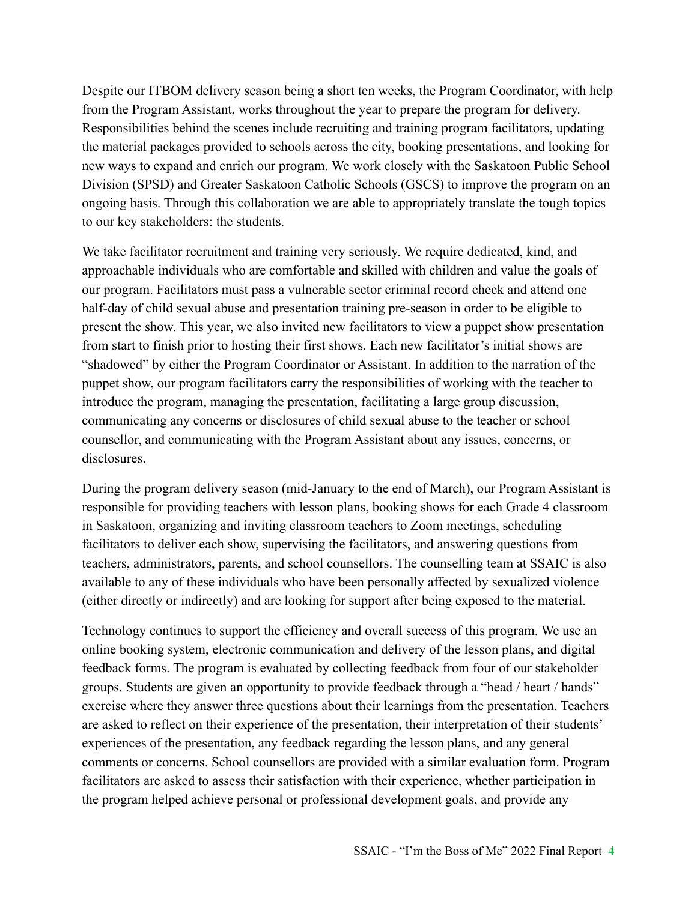Despite our ITBOM delivery season being a short ten weeks, the Program Coordinator, with help from the Program Assistant, works throughout the year to prepare the program for delivery. Responsibilities behind the scenes include recruiting and training program facilitators, updating the material packages provided to schools across the city, booking presentations, and looking for new ways to expand and enrich our program. We work closely with the Saskatoon Public School Division (SPSD) and Greater Saskatoon Catholic Schools (GSCS) to improve the program on an ongoing basis. Through this collaboration we are able to appropriately translate the tough topics to our key stakeholders: the students.

We take facilitator recruitment and training very seriously. We require dedicated, kind, and approachable individuals who are comfortable and skilled with children and value the goals of our program. Facilitators must pass a vulnerable sector criminal record check and attend one half-day of child sexual abuse and presentation training pre-season in order to be eligible to present the show. This year, we also invited new facilitators to view a puppet show presentation from start to finish prior to hosting their first shows. Each new facilitator's initial shows are "shadowed" by either the Program Coordinator or Assistant. In addition to the narration of the puppet show, our program facilitators carry the responsibilities of working with the teacher to introduce the program, managing the presentation, facilitating a large group discussion, communicating any concerns or disclosures of child sexual abuse to the teacher or school counsellor, and communicating with the Program Assistant about any issues, concerns, or disclosures.

During the program delivery season (mid-January to the end of March), our Program Assistant is responsible for providing teachers with lesson plans, booking shows for each Grade 4 classroom in Saskatoon, organizing and inviting classroom teachers to Zoom meetings, scheduling facilitators to deliver each show, supervising the facilitators, and answering questions from teachers, administrators, parents, and school counsellors. The counselling team at SSAIC is also available to any of these individuals who have been personally affected by sexualized violence (either directly or indirectly) and are looking for support after being exposed to the material.

Technology continues to support the efficiency and overall success of this program. We use an online booking system, electronic communication and delivery of the lesson plans, and digital feedback forms. The program is evaluated by collecting feedback from four of our stakeholder groups. Students are given an opportunity to provide feedback through a "head / heart / hands" exercise where they answer three questions about their learnings from the presentation. Teachers are asked to reflect on their experience of the presentation, their interpretation of their students' experiences of the presentation, any feedback regarding the lesson plans, and any general comments or concerns. School counsellors are provided with a similar evaluation form. Program facilitators are asked to assess their satisfaction with their experience, whether participation in the program helped achieve personal or professional development goals, and provide any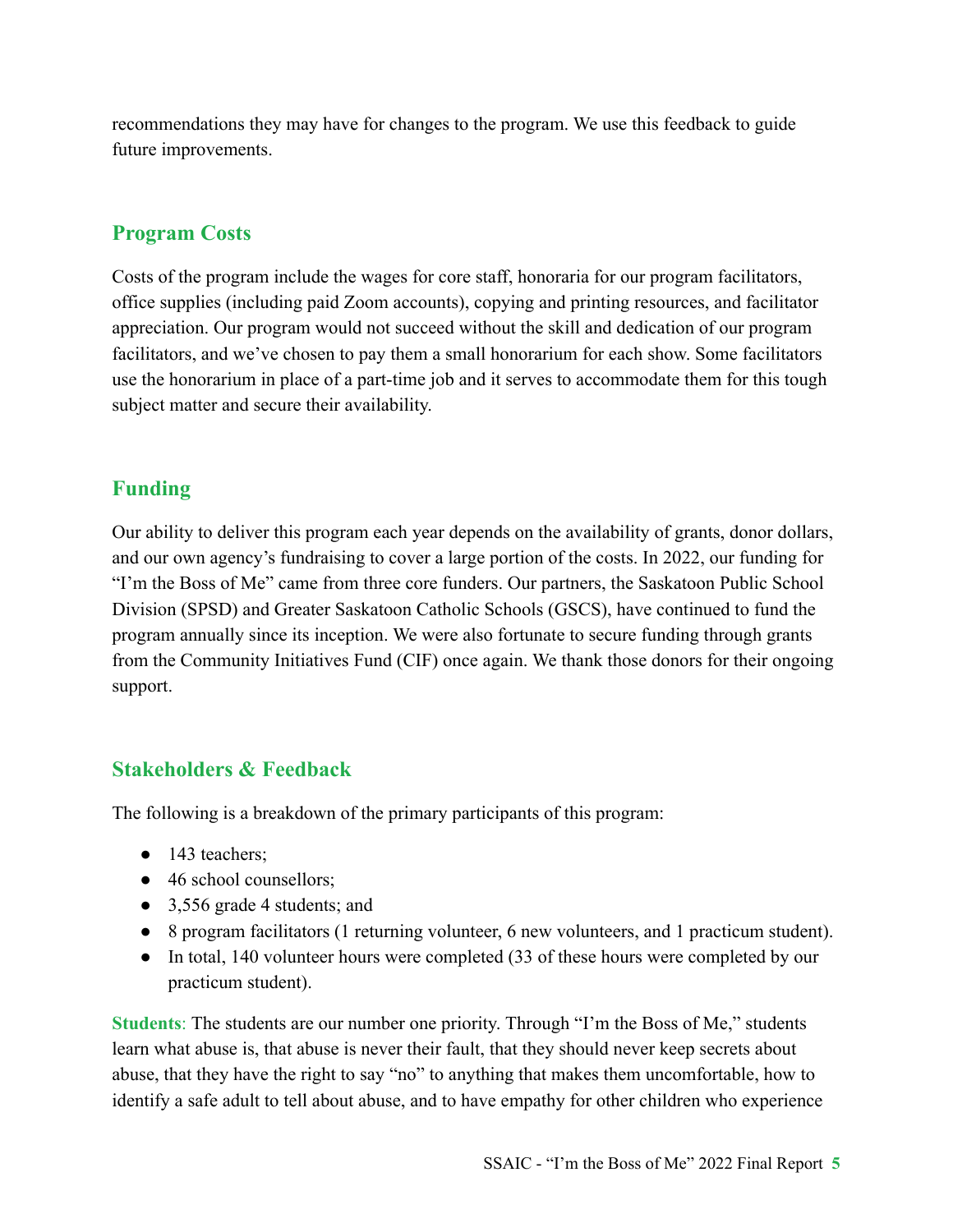recommendations they may have for changes to the program. We use this feedback to guide future improvements.

## Program Costs

Costs of the program include the wages for core staff, honoraria for our program facilitators, office supplies (including paid Zoom accounts), copying and printing resources, and facilitator appreciation. Our program would not succeed without the skill and dedication of our program facilitators, and we've chosen to pay them a small honorarium for each show. Some facilitators use the honorarium in place of a part-time job and it serves to accommodate them for this tough subject matter and secure their availability.

## Funding

Our ability to deliver this program each year depends on the availability of grants, donor dollars, and our own agency's fundraising to cover a large portion of the costs. In 2022, our funding for "I'm the Boss of Me" came from three core funders. Our partners, the Saskatoon Public School Division (SPSD) and Greater Saskatoon Catholic Schools (GSCS), have continued to fund the program annually since its inception. We were also fortunate to secure funding through grants from the Community Initiatives Fund (CIF) once again. We thank those donors for their ongoing support.

## Stakeholders & Feedback

The following is a breakdown of the primary participants of this program:

- 143 teachers;
- 46 school counsellors;
- 3,556 grade 4 students; and
- 8 program facilitators (1 returning volunteer, 6 new volunteers, and 1 practicum student).
- In total, 140 volunteer hours were completed (33 of these hours were completed by our practicum student).

**Students**: The students are our number one priority. Through "I'm the Boss of Me," students learn what abuse is, that abuse is never their fault, that they should never keep secrets about abuse, that they have the right to say "no" to anything that makes them uncomfortable, how to identify a safe adult to tell about abuse, and to have empathy for other children who experience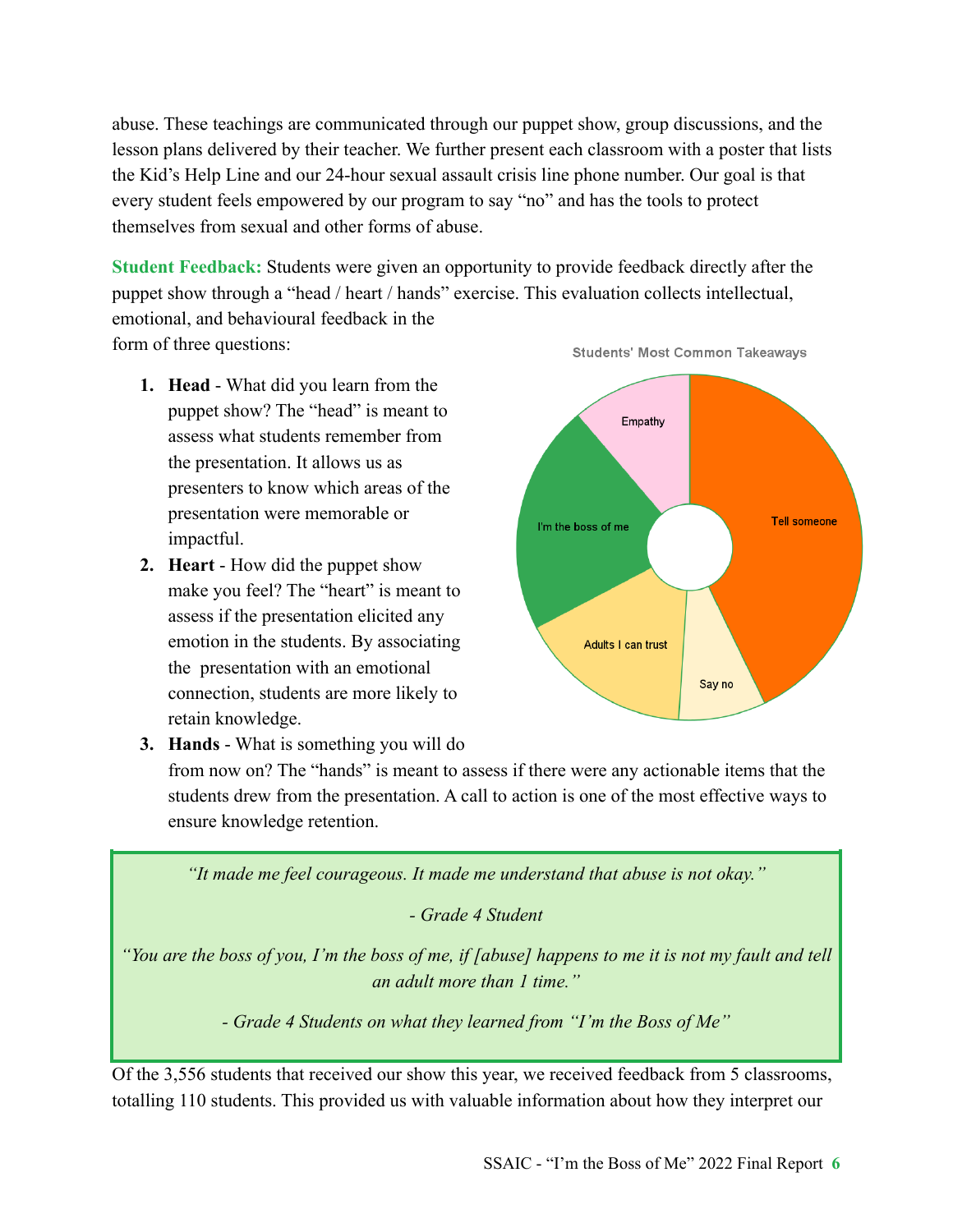abuse. These teachings are communicated through our puppet show, group discussions, and the lesson plans delivered by their teacher. We further present each classroom with a poster that lists the Kid's Help Line and our 24-hour sexual assault crisis line phone number. Our goal is that every student feels empowered by our program to say "no" and has the tools to protect themselves from sexual and other forms of abuse.

**Student Feedback:** Students were given an opportunity to provide feedback directly after the puppet show through a "head / heart / hands" exercise. This evaluation collects intellectual, emotional, and behavioural feedback in the form of three questions:

Students' Most Common Takeaways

Empathy

Tell someone

I'm the boss of me

Adults I can trust

Say no

1. **Head** - What did you learn from the puppet show? The "head" is meant to assess what students remember from the presentation. It allows us as presenters to know which areas of the presentation were memorable or impactful.
2. **Heart** - How did the puppet show make you feel? The "heart" is meant to assess if the presentation elicited any emotion in the students. By associating the presentation with an emotional connection, students are more likely to retain knowledge.
3. **Hands** - What is something you will do from now on? The "hands" is meant to assess if there were any actionable items that the students drew from the presentation. A call to action is one of the most effective ways to ensure knowledge retention.

> *"It made me feel courageous. It made me understand that abuse is not okay."*
>
> *- Grade 4 Student*
>
> *"You are the boss of you, I'm the boss of me, if [abuse] happens to me it is not my fault and tell an adult more than 1 time."*
>
> *- Grade 4 Students on what they learned from "I'm the Boss of Me"*

Of the 3,556 students that received our show this year, we received feedback from 5 classrooms, totalling 110 students. This provided us with valuable information about how they interpret our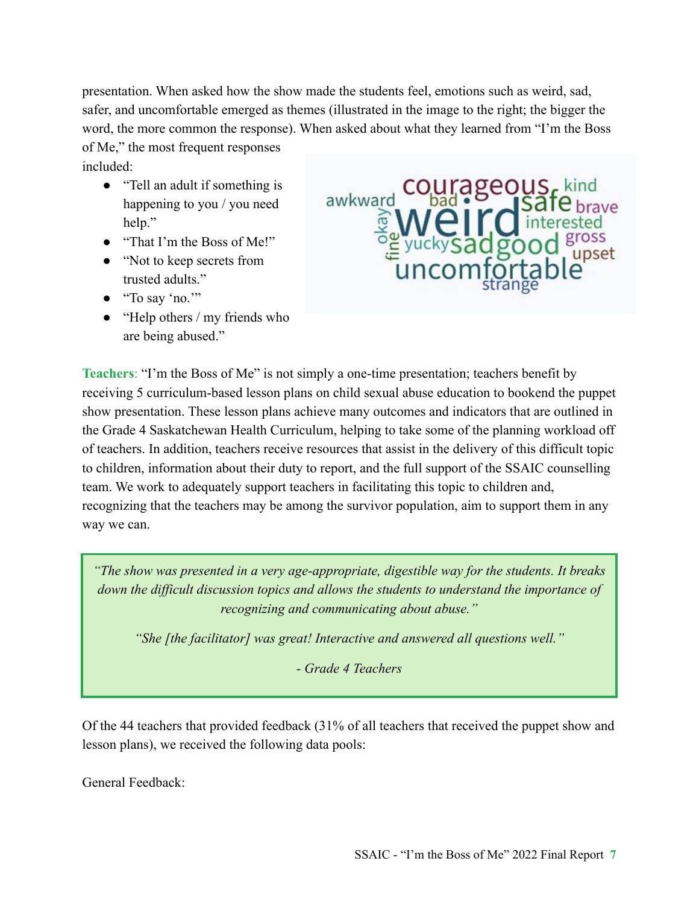presentation. When asked how the show made the students feel, emotions such as weird, sad, safer, and uncomfortable emerged as themes (illustrated in the image to the right; the bigger the word, the more common the response). When asked about what they learned from "I'm the Boss of Me," the most frequent responses included:

- "Tell an adult if something is happening to you / you need help."
- "That I'm the Boss of Me!"
- "Not to keep secrets from trusted adults."
- "To say 'no.'"
- "Help others / my friends who are being abused."

courageous
kind
awkward
bad
safe
brave
okay
weird
interested
fine
yucky
sad
good
gross
upset
uncomfortable
strange

**Teachers**: "I'm the Boss of Me" is not simply a one-time presentation; teachers benefit by receiving 5 curriculum-based lesson plans on child sexual abuse education to bookend the puppet show presentation. These lesson plans achieve many outcomes and indicators that are outlined in the Grade 4 Saskatchewan Health Curriculum, helping to take some of the planning workload off of teachers. In addition, teachers receive resources that assist in the delivery of this difficult topic to children, information about their duty to report, and the full support of the SSAIC counselling team. We work to adequately support teachers in facilitating this topic to children and, recognizing that the teachers may be among the survivor population, aim to support them in any way we can.

> *"The show was presented in a very age-appropriate, digestible way for the students. It breaks down the difficult discussion topics and allows the students to understand the importance of recognizing and communicating about abuse."*
>
> *"She [the facilitator] was great! Interactive and answered all questions well."*
>
> *- Grade 4 Teachers*

Of the 44 teachers that provided feedback (31% of all teachers that received the puppet show and lesson plans), we received the following data pools:

General Feedback: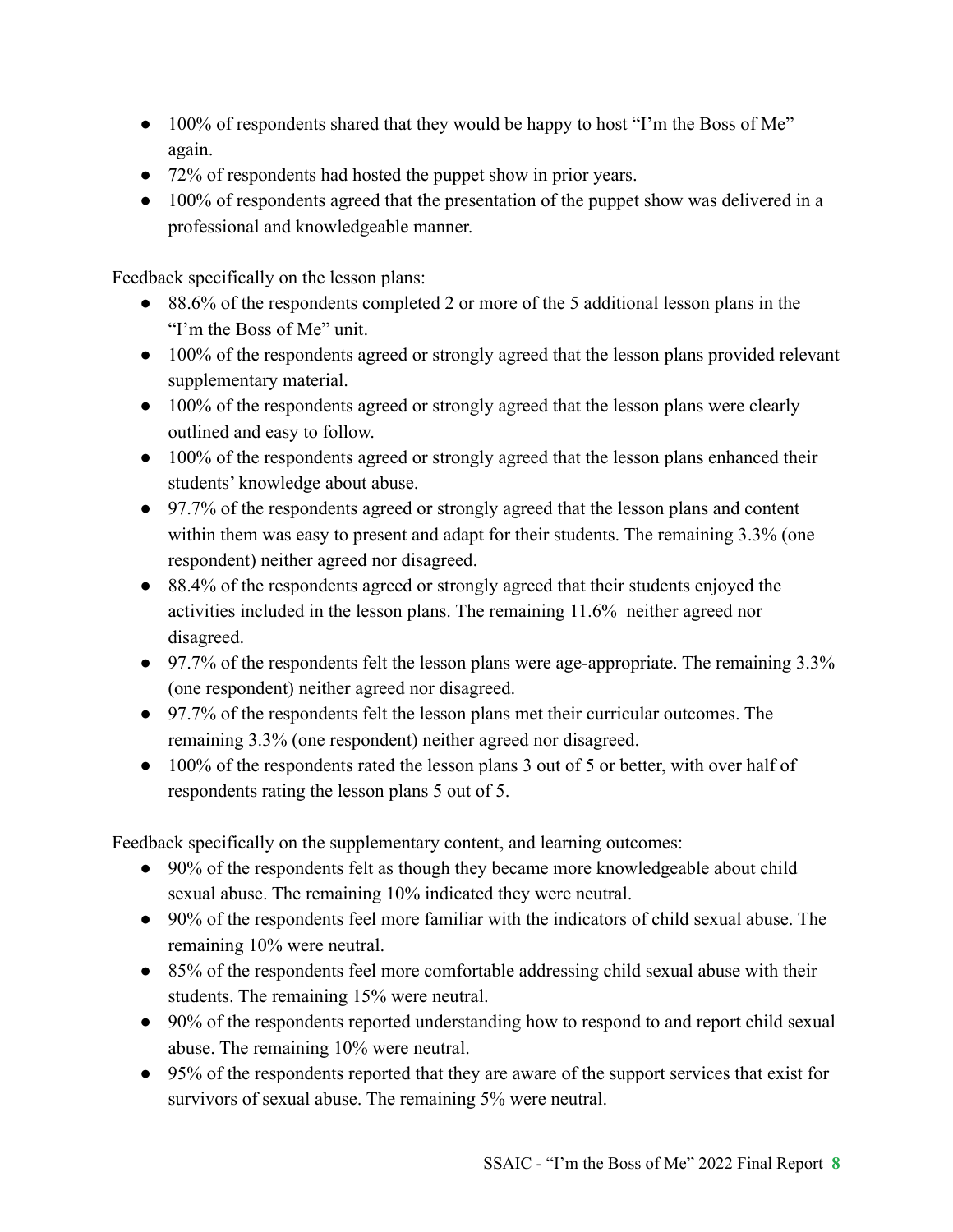- 100% of respondents shared that they would be happy to host "I'm the Boss of Me" again.
- 72% of respondents had hosted the puppet show in prior years.
- 100% of respondents agreed that the presentation of the puppet show was delivered in a professional and knowledgeable manner.

Feedback specifically on the lesson plans:

- 88.6% of the respondents completed 2 or more of the 5 additional lesson plans in the "I'm the Boss of Me" unit.
- 100% of the respondents agreed or strongly agreed that the lesson plans provided relevant supplementary material.
- 100% of the respondents agreed or strongly agreed that the lesson plans were clearly outlined and easy to follow.
- 100% of the respondents agreed or strongly agreed that the lesson plans enhanced their students' knowledge about abuse.
- 97.7% of the respondents agreed or strongly agreed that the lesson plans and content within them was easy to present and adapt for their students. The remaining 3.3% (one respondent) neither agreed nor disagreed.
- 88.4% of the respondents agreed or strongly agreed that their students enjoyed the activities included in the lesson plans. The remaining 11.6% neither agreed nor disagreed.
- 97.7% of the respondents felt the lesson plans were age-appropriate. The remaining 3.3% (one respondent) neither agreed nor disagreed.
- 97.7% of the respondents felt the lesson plans met their curricular outcomes. The remaining 3.3% (one respondent) neither agreed nor disagreed.
- 100% of the respondents rated the lesson plans 3 out of 5 or better, with over half of respondents rating the lesson plans 5 out of 5.

Feedback specifically on the supplementary content, and learning outcomes:

- 90% of the respondents felt as though they became more knowledgeable about child sexual abuse. The remaining 10% indicated they were neutral.
- 90% of the respondents feel more familiar with the indicators of child sexual abuse. The remaining 10% were neutral.
- 85% of the respondents feel more comfortable addressing child sexual abuse with their students. The remaining 15% were neutral.
- 90% of the respondents reported understanding how to respond to and report child sexual abuse. The remaining 10% were neutral.
- 95% of the respondents reported that they are aware of the support services that exist for survivors of sexual abuse. The remaining 5% were neutral.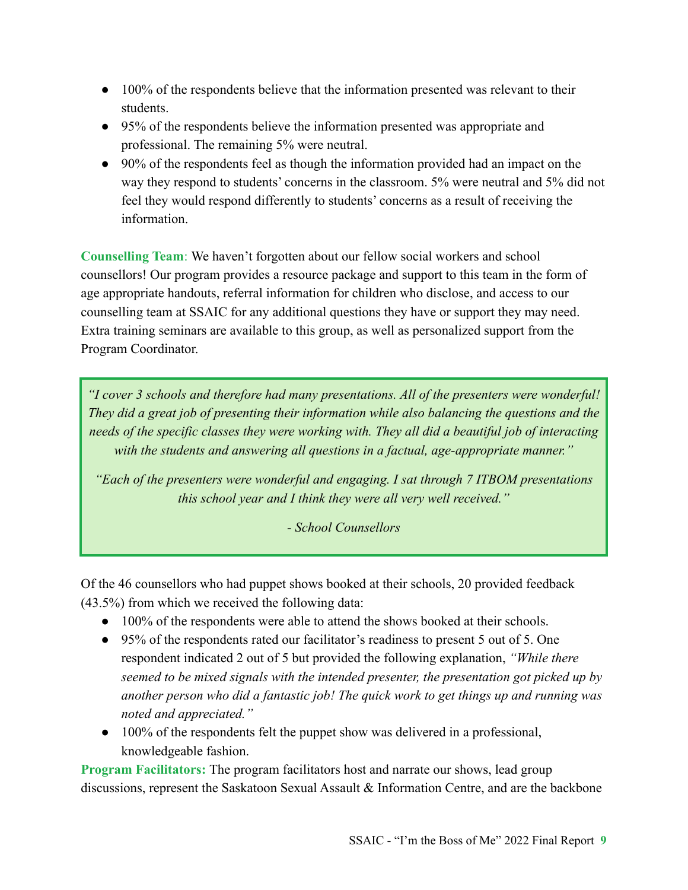- 100% of the respondents believe that the information presented was relevant to their students.
- 95% of the respondents believe the information presented was appropriate and professional. The remaining 5% were neutral.
- 90% of the respondents feel as though the information provided had an impact on the way they respond to students' concerns in the classroom. 5% were neutral and 5% did not feel they would respond differently to students' concerns as a result of receiving the information.

**Counselling Team**: We haven't forgotten about our fellow social workers and school counsellors! Our program provides a resource package and support to this team in the form of age appropriate handouts, referral information for children who disclose, and access to our counselling team at SSAIC for any additional questions they have or support they may need. Extra training seminars are available to this group, as well as personalized support from the Program Coordinator.

> *"I cover 3 schools and therefore had many presentations. All of the presenters were wonderful! They did a great job of presenting their information while also balancing the questions and the needs of the specific classes they were working with. They all did a beautiful job of interacting with the students and answering all questions in a factual, age-appropriate manner."*
>
> *"Each of the presenters were wonderful and engaging. I sat through 7 ITBOM presentations this school year and I think they were all very well received."*
>
> *- School Counsellors*

Of the 46 counsellors who had puppet shows booked at their schools, 20 provided feedback (43.5%) from which we received the following data:

- 100% of the respondents were able to attend the shows booked at their schools.
- 95% of the respondents rated our facilitator's readiness to present 5 out of 5. One respondent indicated 2 out of 5 but provided the following explanation, *"While there seemed to be mixed signals with the intended presenter, the presentation got picked up by another person who did a fantastic job! The quick work to get things up and running was noted and appreciated."*
- 100% of the respondents felt the puppet show was delivered in a professional, knowledgeable fashion.

**Program Facilitators:** The program facilitators host and narrate our shows, lead group discussions, represent the Saskatoon Sexual Assault & Information Centre, and are the backbone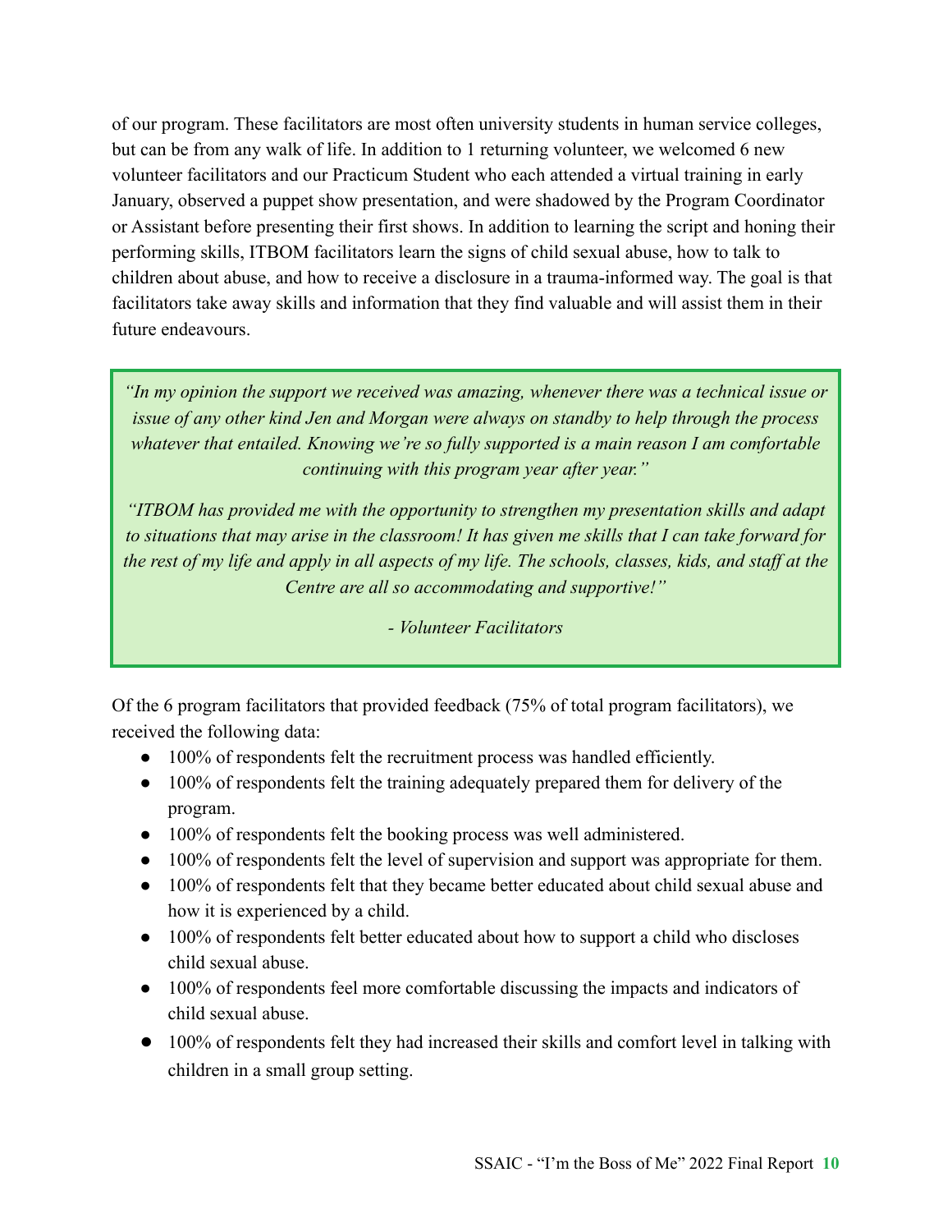of our program. These facilitators are most often university students in human service colleges, but can be from any walk of life. In addition to 1 returning volunteer, we welcomed 6 new volunteer facilitators and our Practicum Student who each attended a virtual training in early January, observed a puppet show presentation, and were shadowed by the Program Coordinator or Assistant before presenting their first shows. In addition to learning the script and honing their performing skills, ITBOM facilitators learn the signs of child sexual abuse, how to talk to children about abuse, and how to receive a disclosure in a trauma-informed way. The goal is that facilitators take away skills and information that they find valuable and will assist them in their future endeavours.

> *"In my opinion the support we received was amazing, whenever there was a technical issue or issue of any other kind Jen and Morgan were always on standby to help through the process whatever that entailed. Knowing we're so fully supported is a main reason I am comfortable continuing with this program year after year."*
>
> *"ITBOM has provided me with the opportunity to strengthen my presentation skills and adapt to situations that may arise in the classroom! It has given me skills that I can take forward for the rest of my life and apply in all aspects of my life. The schools, classes, kids, and staff at the Centre are all so accommodating and supportive!"*
>
> *- Volunteer Facilitators*

Of the 6 program facilitators that provided feedback (75% of total program facilitators), we received the following data:

- 100% of respondents felt the recruitment process was handled efficiently.
- 100% of respondents felt the training adequately prepared them for delivery of the program.
- 100% of respondents felt the booking process was well administered.
- 100% of respondents felt the level of supervision and support was appropriate for them.
- 100% of respondents felt that they became better educated about child sexual abuse and how it is experienced by a child.
- 100% of respondents felt better educated about how to support a child who discloses child sexual abuse.
- 100% of respondents feel more comfortable discussing the impacts and indicators of child sexual abuse.
- 100% of respondents felt they had increased their skills and comfort level in talking with children in a small group setting.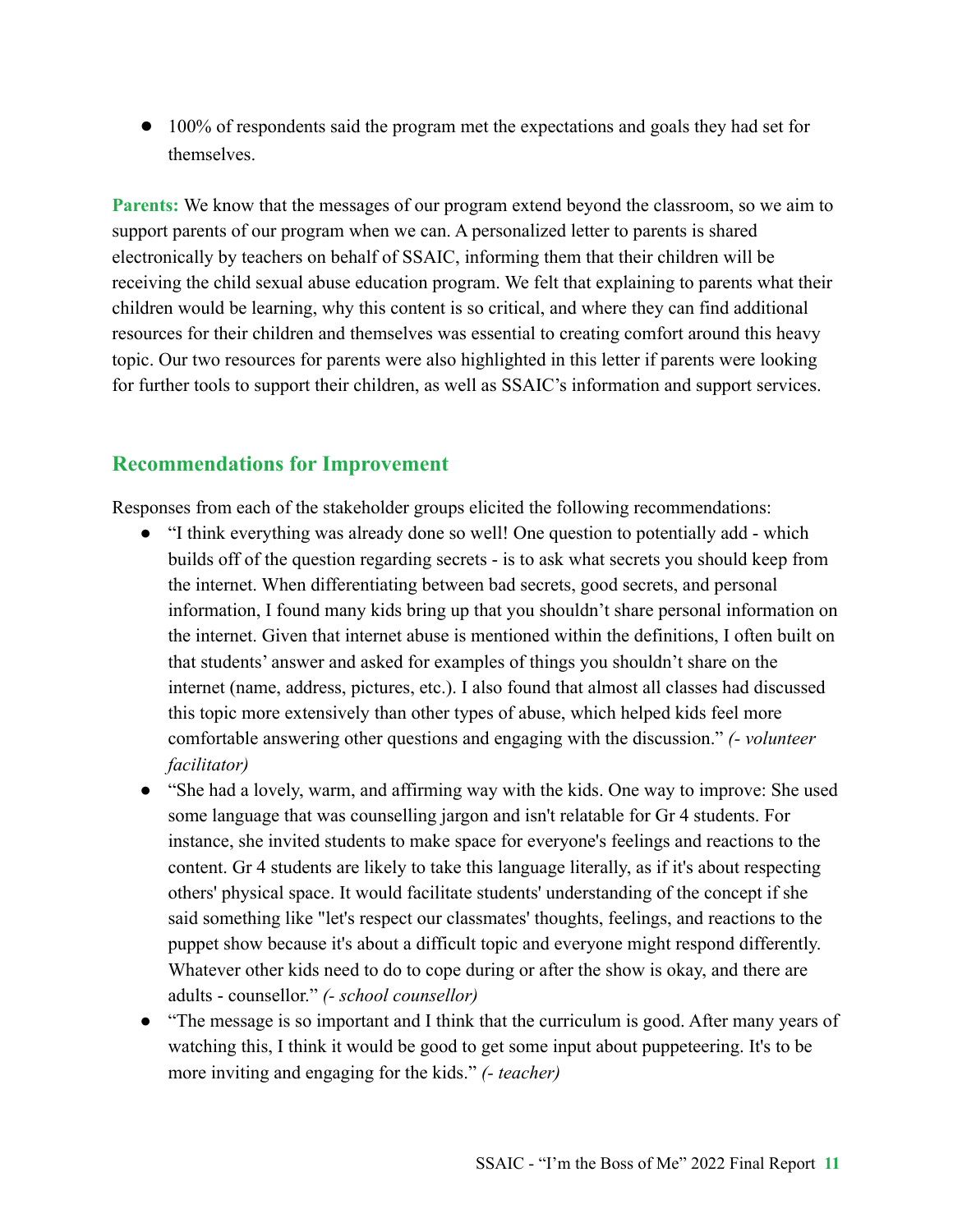- 100% of respondents said the program met the expectations and goals they had set for themselves.

**Parents:** We know that the messages of our program extend beyond the classroom, so we aim to support parents of our program when we can. A personalized letter to parents is shared electronically by teachers on behalf of SSAIC, informing them that their children will be receiving the child sexual abuse education program. We felt that explaining to parents what their children would be learning, why this content is so critical, and where they can find additional resources for their children and themselves was essential to creating comfort around this heavy topic. Our two resources for parents were also highlighted in this letter if parents were looking for further tools to support their children, as well as SSAIC's information and support services.

## Recommendations for Improvement

Responses from each of the stakeholder groups elicited the following recommendations:

- "I think everything was already done so well! One question to potentially add - which builds off of the question regarding secrets - is to ask what secrets you should keep from the internet. When differentiating between bad secrets, good secrets, and personal information, I found many kids bring up that you shouldn't share personal information on the internet. Given that internet abuse is mentioned within the definitions, I often built on that students' answer and asked for examples of things you shouldn't share on the internet (name, address, pictures, etc.). I also found that almost all classes had discussed this topic more extensively than other types of abuse, which helped kids feel more comfortable answering other questions and engaging with the discussion." *(- volunteer facilitator)*
- "She had a lovely, warm, and affirming way with the kids. One way to improve: She used some language that was counselling jargon and isn't relatable for Gr 4 students. For instance, she invited students to make space for everyone's feelings and reactions to the content. Gr 4 students are likely to take this language literally, as if it's about respecting others' physical space. It would facilitate students' understanding of the concept if she said something like "let's respect our classmates' thoughts, feelings, and reactions to the puppet show because it's about a difficult topic and everyone might respond differently. Whatever other kids need to do to cope during or after the show is okay, and there are adults - counsellor." *(- school counsellor)*
- "The message is so important and I think that the curriculum is good. After many years of watching this, I think it would be good to get some input about puppeteering. It's to be more inviting and engaging for the kids." *(- teacher)*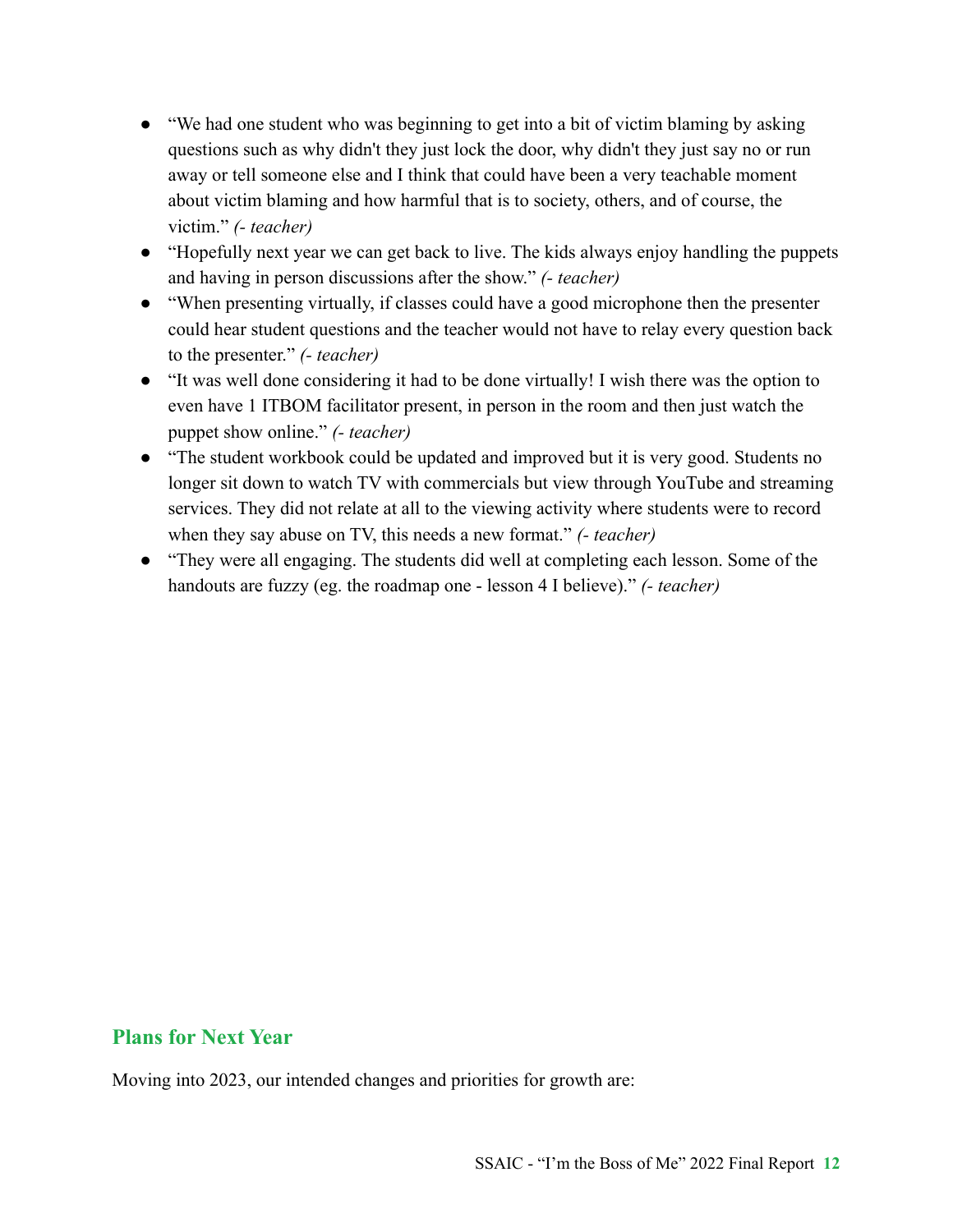- "We had one student who was beginning to get into a bit of victim blaming by asking questions such as why didn't they just lock the door, why didn't they just say no or run away or tell someone else and I think that could have been a very teachable moment about victim blaming and how harmful that is to society, others, and of course, the victim." *(- teacher)*
- "Hopefully next year we can get back to live. The kids always enjoy handling the puppets and having in person discussions after the show." *(- teacher)*
- "When presenting virtually, if classes could have a good microphone then the presenter could hear student questions and the teacher would not have to relay every question back to the presenter." *(- teacher)*
- "It was well done considering it had to be done virtually! I wish there was the option to even have 1 ITBOM facilitator present, in person in the room and then just watch the puppet show online." *(- teacher)*
- "The student workbook could be updated and improved but it is very good. Students no longer sit down to watch TV with commercials but view through YouTube and streaming services. They did not relate at all to the viewing activity where students were to record when they say abuse on TV, this needs a new format." *(- teacher)*
- "They were all engaging. The students did well at completing each lesson. Some of the handouts are fuzzy (eg. the roadmap one - lesson 4 I believe)." *(- teacher)*

## Plans for Next Year

Moving into 2023, our intended changes and priorities for growth are: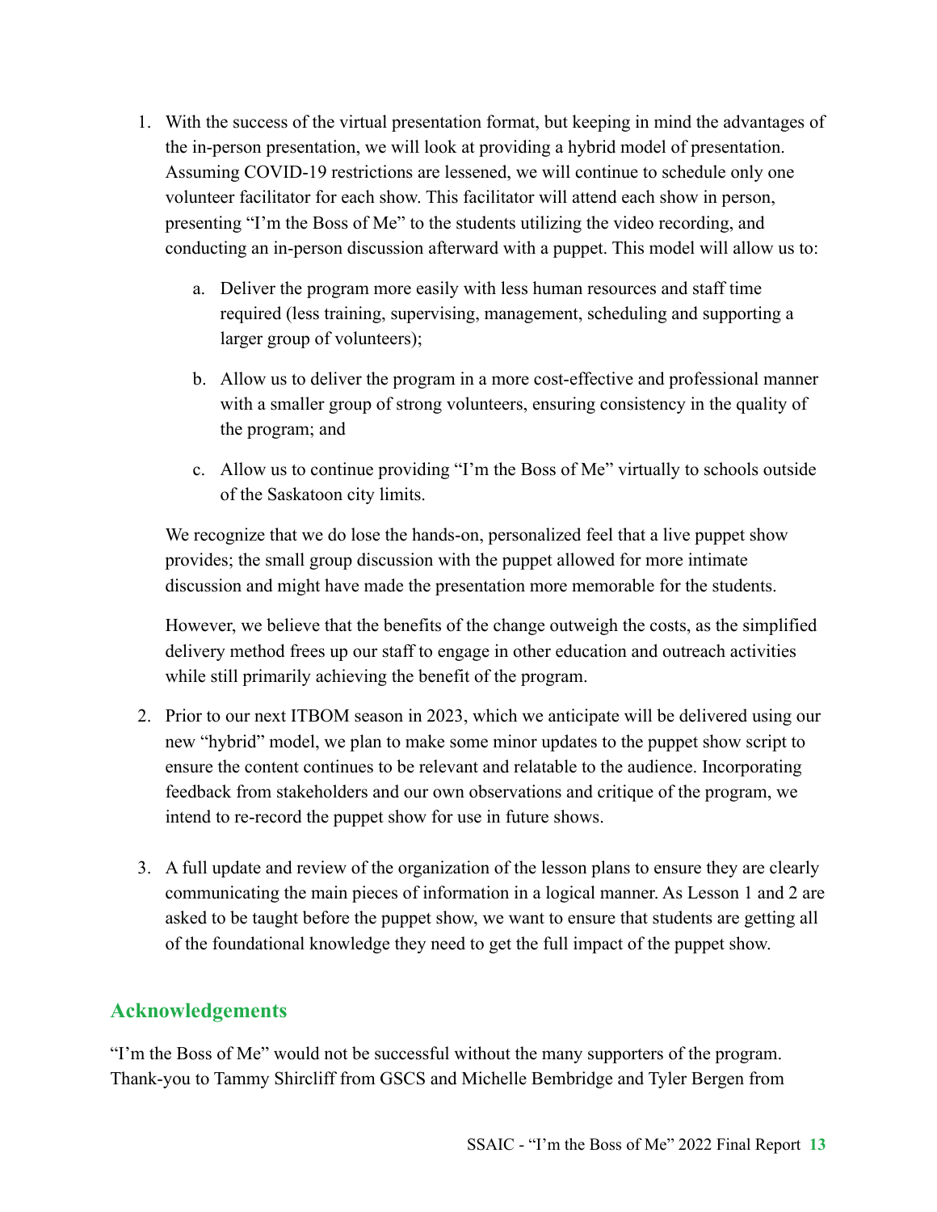1. With the success of the virtual presentation format, but keeping in mind the advantages of the in-person presentation, we will look at providing a hybrid model of presentation. Assuming COVID-19 restrictions are lessened, we will continue to schedule only one volunteer facilitator for each show. This facilitator will attend each show in person, presenting "I'm the Boss of Me" to the students utilizing the video recording, and conducting an in-person discussion afterward with a puppet. This model will allow us to:

    a. Deliver the program more easily with less human resources and staff time required (less training, supervising, management, scheduling and supporting a larger group of volunteers);

    b. Allow us to deliver the program in a more cost-effective and professional manner with a smaller group of strong volunteers, ensuring consistency in the quality of the program; and

    c. Allow us to continue providing "I'm the Boss of Me" virtually to schools outside of the Saskatoon city limits.

    We recognize that we do lose the hands-on, personalized feel that a live puppet show provides; the small group discussion with the puppet allowed for more intimate discussion and might have made the presentation more memorable for the students.

    However, we believe that the benefits of the change outweigh the costs, as the simplified delivery method frees up our staff to engage in other education and outreach activities while still primarily achieving the benefit of the program.

2. Prior to our next ITBOM season in 2023, which we anticipate will be delivered using our new "hybrid" model, we plan to make some minor updates to the puppet show script to ensure the content continues to be relevant and relatable to the audience. Incorporating feedback from stakeholders and our own observations and critique of the program, we intend to re-record the puppet show for use in future shows.

3. A full update and review of the organization of the lesson plans to ensure they are clearly communicating the main pieces of information in a logical manner. As Lesson 1 and 2 are asked to be taught before the puppet show, we want to ensure that students are getting all of the foundational knowledge they need to get the full impact of the puppet show.

## Acknowledgements

"I'm the Boss of Me" would not be successful without the many supporters of the program. Thank-you to Tammy Shircliff from GSCS and Michelle Bembridge and Tyler Bergen from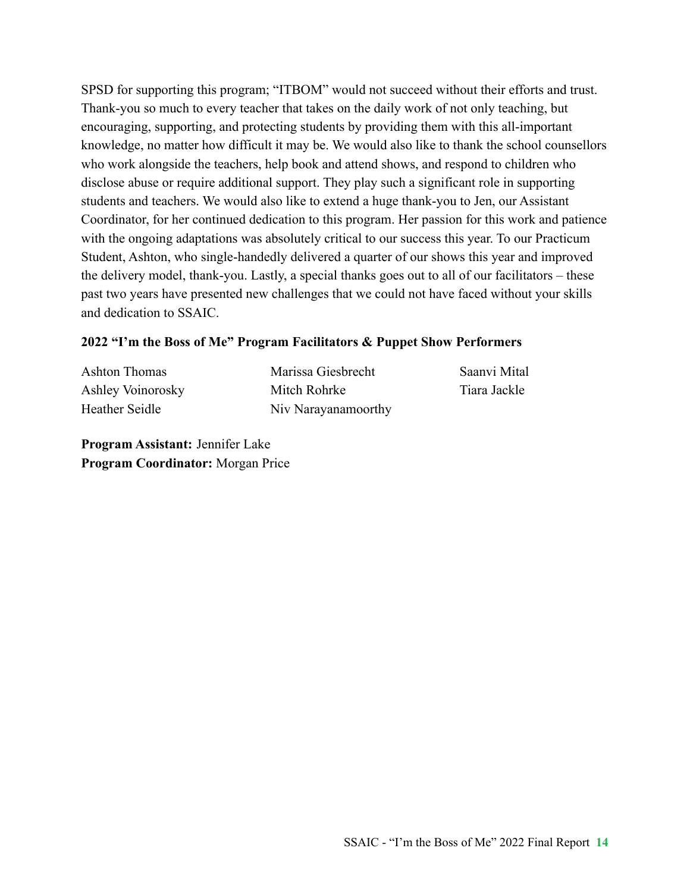SPSD for supporting this program; "ITBOM" would not succeed without their efforts and trust. Thank-you so much to every teacher that takes on the daily work of not only teaching, but encouraging, supporting, and protecting students by providing them with this all-important knowledge, no matter how difficult it may be. We would also like to thank the school counsellors who work alongside the teachers, help book and attend shows, and respond to children who disclose abuse or require additional support. They play such a significant role in supporting students and teachers. We would also like to extend a huge thank-you to Jen, our Assistant Coordinator, for her continued dedication to this program. Her passion for this work and patience with the ongoing adaptations was absolutely critical to our success this year. To our Practicum Student, Ashton, who single-handedly delivered a quarter of our shows this year and improved the delivery model, thank-you. Lastly, a special thanks goes out to all of our facilitators – these past two years have presented new challenges that we could not have faced without your skills and dedication to SSAIC.

**2022 "I'm the Boss of Me" Program Facilitators & Puppet Show Performers**

Ashton Thomas
Ashley Voinorosky
Heather Seidle
Marissa Giesbrecht
Mitch Rohrke
Niv Narayanamoorthy
Saanvi Mital
Tiara Jackle

**Program Assistant:** Jennifer Lake
**Program Coordinator:** Morgan Price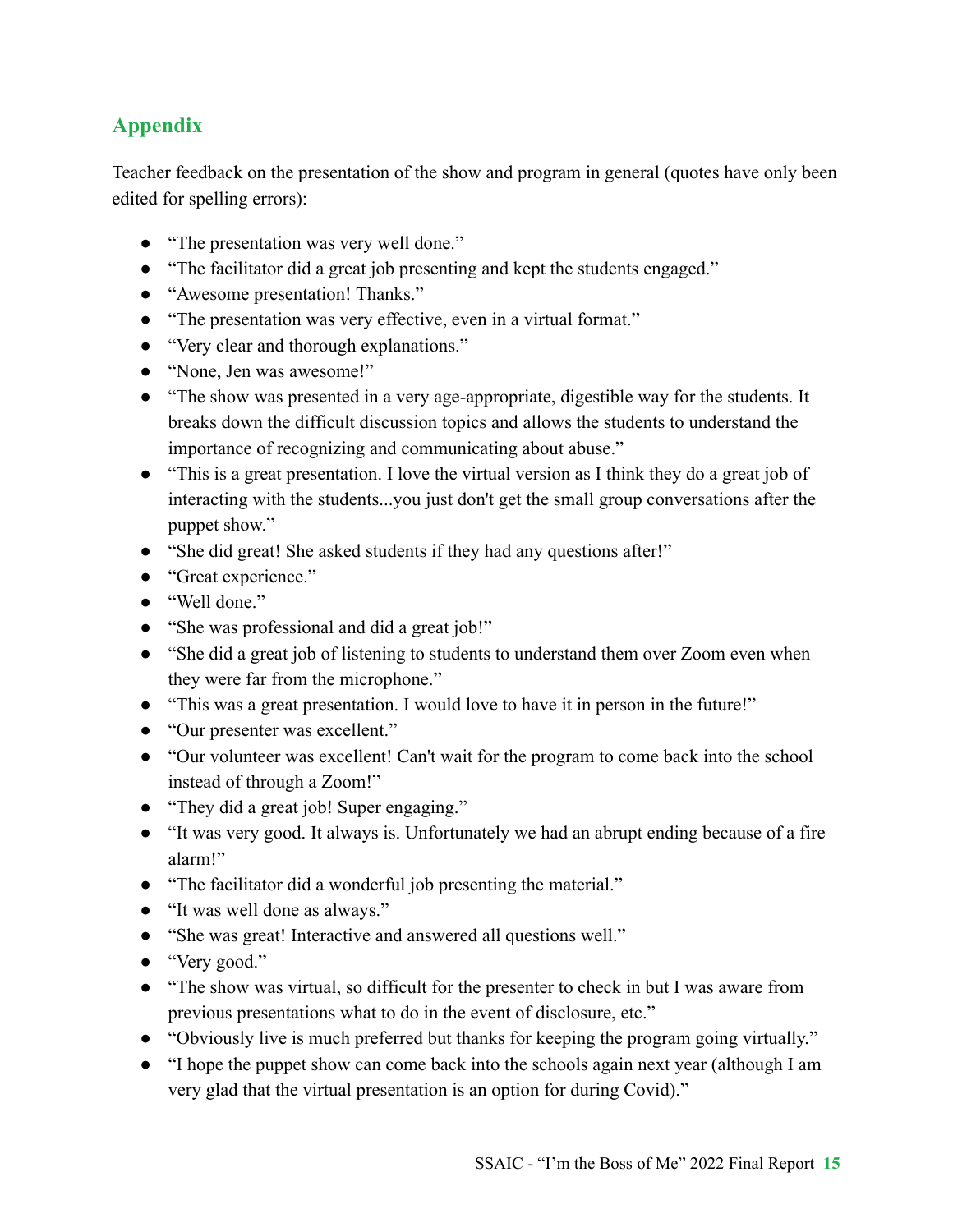## Appendix

Teacher feedback on the presentation of the show and program in general (quotes have only been edited for spelling errors):

- "The presentation was very well done."
- "The facilitator did a great job presenting and kept the students engaged."
- "Awesome presentation! Thanks."
- "The presentation was very effective, even in a virtual format."
- "Very clear and thorough explanations."
- "None, Jen was awesome!"
- "The show was presented in a very age-appropriate, digestible way for the students. It breaks down the difficult discussion topics and allows the students to understand the importance of recognizing and communicating about abuse."
- "This is a great presentation. I love the virtual version as I think they do a great job of interacting with the students...you just don't get the small group conversations after the puppet show."
- "She did great! She asked students if they had any questions after!"
- "Great experience."
- "Well done."
- "She was professional and did a great job!"
- "She did a great job of listening to students to understand them over Zoom even when they were far from the microphone."
- "This was a great presentation. I would love to have it in person in the future!"
- "Our presenter was excellent."
- "Our volunteer was excellent! Can't wait for the program to come back into the school instead of through a Zoom!"
- "They did a great job! Super engaging."
- "It was very good. It always is. Unfortunately we had an abrupt ending because of a fire alarm!"
- "The facilitator did a wonderful job presenting the material."
- "It was well done as always."
- "She was great! Interactive and answered all questions well."
- "Very good."
- "The show was virtual, so difficult for the presenter to check in but I was aware from previous presentations what to do in the event of disclosure, etc."
- "Obviously live is much preferred but thanks for keeping the program going virtually."
- "I hope the puppet show can come back into the schools again next year (although I am very glad that the virtual presentation is an option for during Covid)."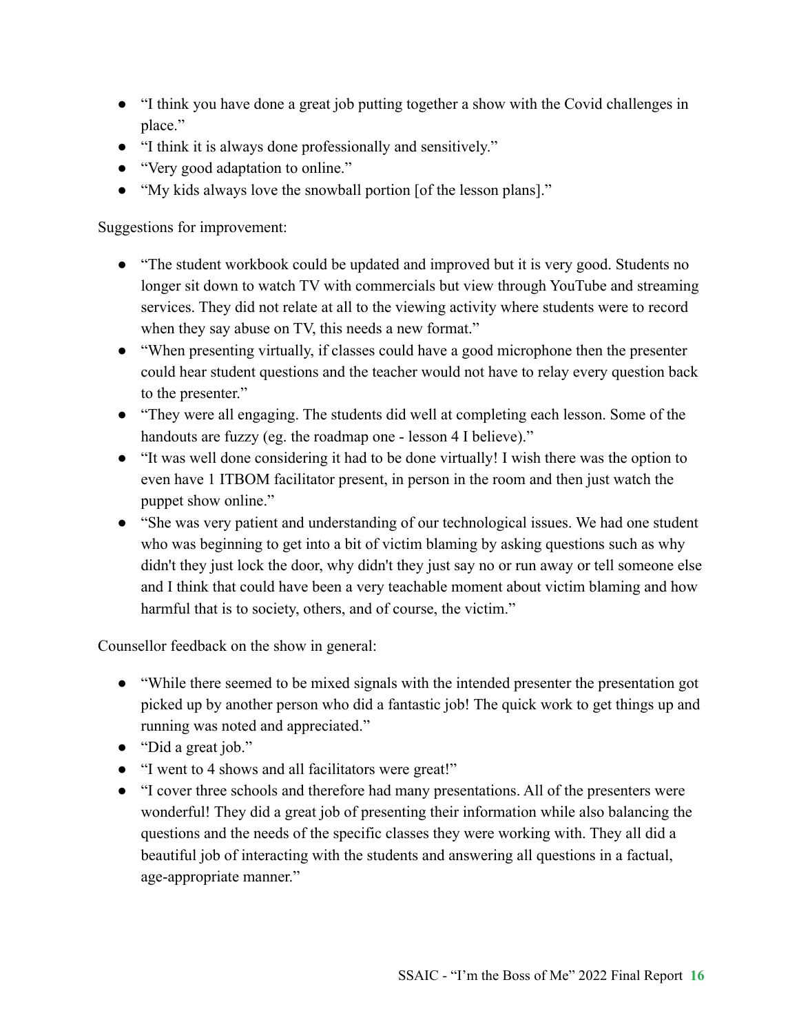- "I think you have done a great job putting together a show with the Covid challenges in place."
- "I think it is always done professionally and sensitively."
- "Very good adaptation to online."
- "My kids always love the snowball portion [of the lesson plans]."

Suggestions for improvement:

- "The student workbook could be updated and improved but it is very good. Students no longer sit down to watch TV with commercials but view through YouTube and streaming services. They did not relate at all to the viewing activity where students were to record when they say abuse on TV, this needs a new format."
- "When presenting virtually, if classes could have a good microphone then the presenter could hear student questions and the teacher would not have to relay every question back to the presenter."
- "They were all engaging. The students did well at completing each lesson. Some of the handouts are fuzzy (eg. the roadmap one - lesson 4 I believe)."
- "It was well done considering it had to be done virtually! I wish there was the option to even have 1 ITBOM facilitator present, in person in the room and then just watch the puppet show online."
- "She was very patient and understanding of our technological issues. We had one student who was beginning to get into a bit of victim blaming by asking questions such as why didn't they just lock the door, why didn't they just say no or run away or tell someone else and I think that could have been a very teachable moment about victim blaming and how harmful that is to society, others, and of course, the victim."

Counsellor feedback on the show in general:

- "While there seemed to be mixed signals with the intended presenter the presentation got picked up by another person who did a fantastic job! The quick work to get things up and running was noted and appreciated."
- "Did a great job."
- "I went to 4 shows and all facilitators were great!"
- "I cover three schools and therefore had many presentations. All of the presenters were wonderful! They did a great job of presenting their information while also balancing the questions and the needs of the specific classes they were working with. They all did a beautiful job of interacting with the students and answering all questions in a factual, age-appropriate manner."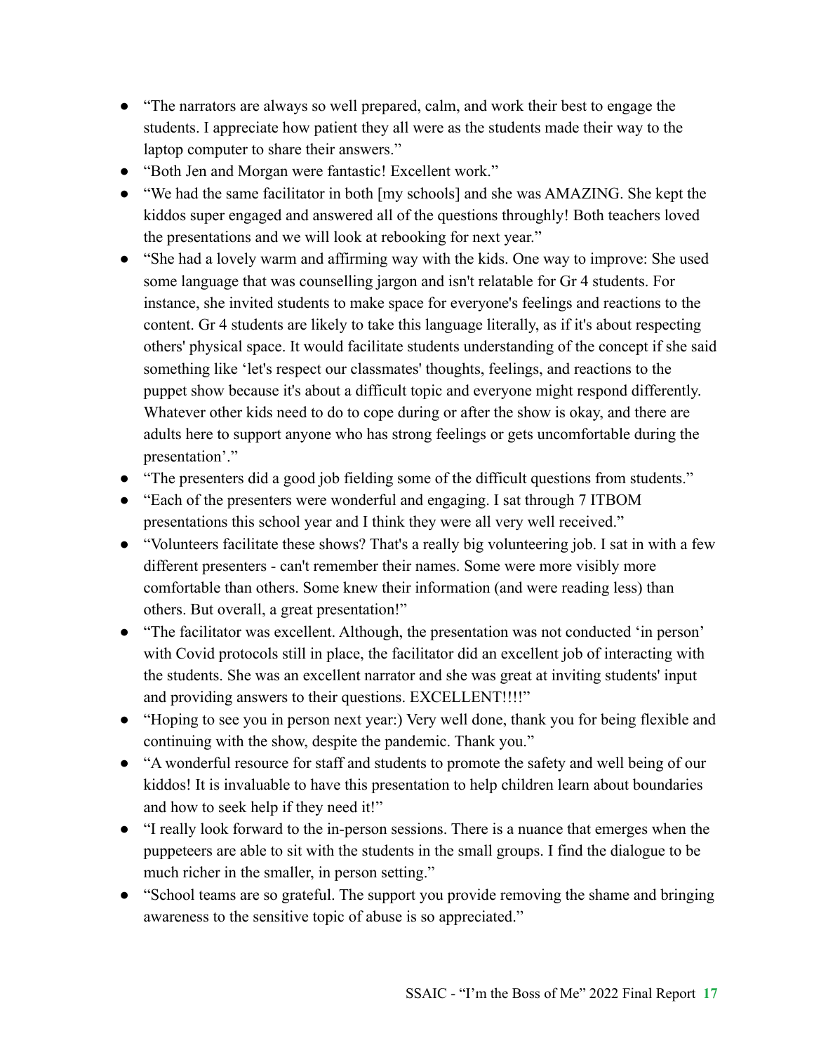- "The narrators are always so well prepared, calm, and work their best to engage the students. I appreciate how patient they all were as the students made their way to the laptop computer to share their answers."
- "Both Jen and Morgan were fantastic! Excellent work."
- "We had the same facilitator in both [my schools] and she was AMAZING. She kept the kiddos super engaged and answered all of the questions throughly! Both teachers loved the presentations and we will look at rebooking for next year."
- "She had a lovely warm and affirming way with the kids. One way to improve: She used some language that was counselling jargon and isn't relatable for Gr 4 students. For instance, she invited students to make space for everyone's feelings and reactions to the content. Gr 4 students are likely to take this language literally, as if it's about respecting others' physical space. It would facilitate students understanding of the concept if she said something like 'let's respect our classmates' thoughts, feelings, and reactions to the puppet show because it's about a difficult topic and everyone might respond differently. Whatever other kids need to do to cope during or after the show is okay, and there are adults here to support anyone who has strong feelings or gets uncomfortable during the presentation'."
- "The presenters did a good job fielding some of the difficult questions from students."
- "Each of the presenters were wonderful and engaging. I sat through 7 ITBOM presentations this school year and I think they were all very well received."
- "Volunteers facilitate these shows? That's a really big volunteering job. I sat in with a few different presenters - can't remember their names. Some were more visibly more comfortable than others. Some knew their information (and were reading less) than others. But overall, a great presentation!"
- "The facilitator was excellent. Although, the presentation was not conducted 'in person' with Covid protocols still in place, the facilitator did an excellent job of interacting with the students. She was an excellent narrator and she was great at inviting students' input and providing answers to their questions. EXCELLENT!!!!"
- "Hoping to see you in person next year:) Very well done, thank you for being flexible and continuing with the show, despite the pandemic. Thank you."
- "A wonderful resource for staff and students to promote the safety and well being of our kiddos! It is invaluable to have this presentation to help children learn about boundaries and how to seek help if they need it!"
- "I really look forward to the in-person sessions. There is a nuance that emerges when the puppeteers are able to sit with the students in the small groups. I find the dialogue to be much richer in the smaller, in person setting."
- "School teams are so grateful. The support you provide removing the shame and bringing awareness to the sensitive topic of abuse is so appreciated."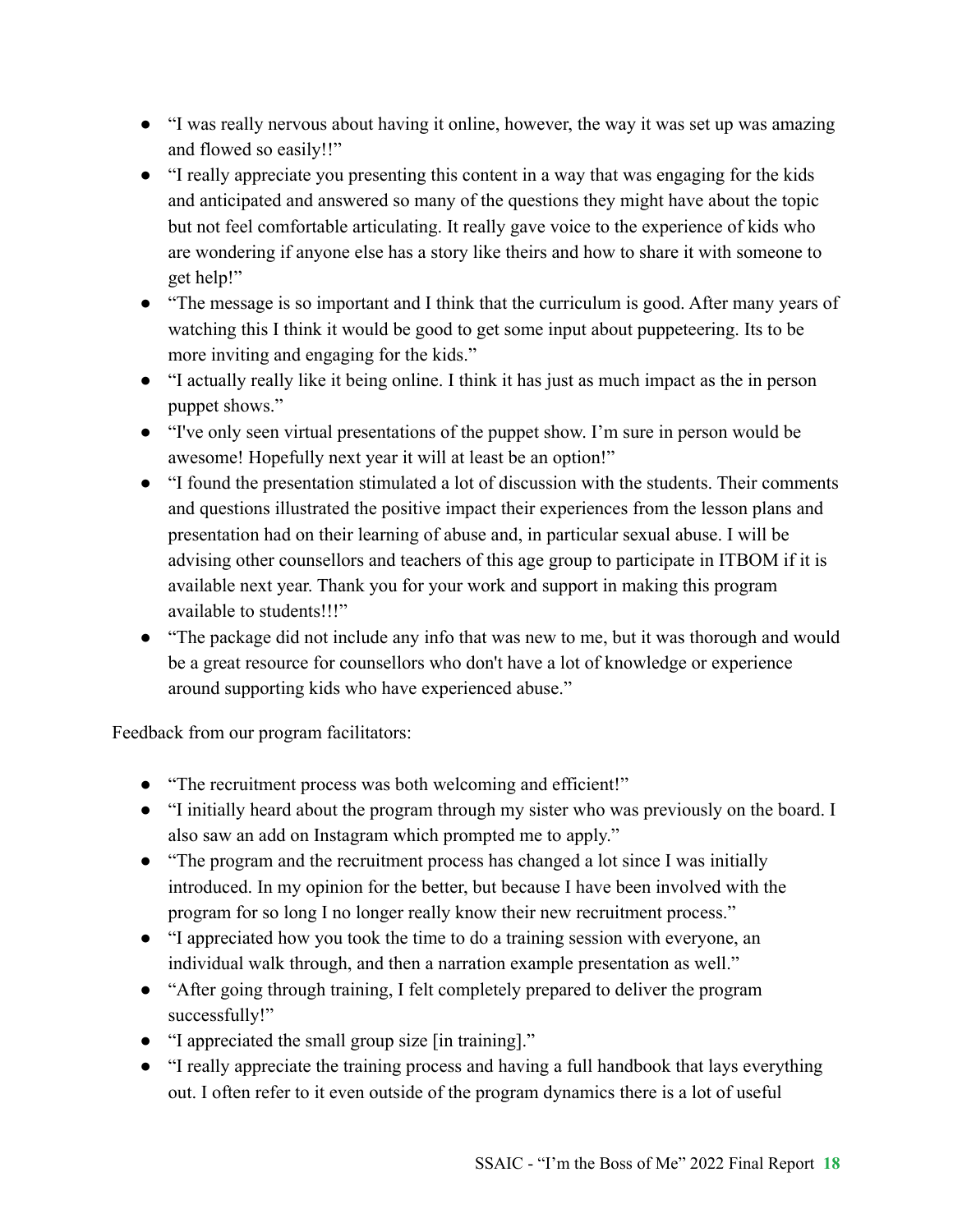- "I was really nervous about having it online, however, the way it was set up was amazing and flowed so easily!!"
- "I really appreciate you presenting this content in a way that was engaging for the kids and anticipated and answered so many of the questions they might have about the topic but not feel comfortable articulating. It really gave voice to the experience of kids who are wondering if anyone else has a story like theirs and how to share it with someone to get help!"
- "The message is so important and I think that the curriculum is good. After many years of watching this I think it would be good to get some input about puppeteering. Its to be more inviting and engaging for the kids."
- "I actually really like it being online. I think it has just as much impact as the in person puppet shows."
- "I've only seen virtual presentations of the puppet show. I'm sure in person would be awesome! Hopefully next year it will at least be an option!"
- "I found the presentation stimulated a lot of discussion with the students. Their comments and questions illustrated the positive impact their experiences from the lesson plans and presentation had on their learning of abuse and, in particular sexual abuse. I will be advising other counsellors and teachers of this age group to participate in ITBOM if it is available next year. Thank you for your work and support in making this program available to students!!!"
- "The package did not include any info that was new to me, but it was thorough and would be a great resource for counsellors who don't have a lot of knowledge or experience around supporting kids who have experienced abuse."

Feedback from our program facilitators:

- "The recruitment process was both welcoming and efficient!"
- "I initially heard about the program through my sister who was previously on the board. I also saw an add on Instagram which prompted me to apply."
- "The program and the recruitment process has changed a lot since I was initially introduced. In my opinion for the better, but because I have been involved with the program for so long I no longer really know their new recruitment process."
- "I appreciated how you took the time to do a training session with everyone, an individual walk through, and then a narration example presentation as well."
- "After going through training, I felt completely prepared to deliver the program successfully!"
- "I appreciated the small group size [in training]."
- "I really appreciate the training process and having a full handbook that lays everything out. I often refer to it even outside of the program dynamics there is a lot of useful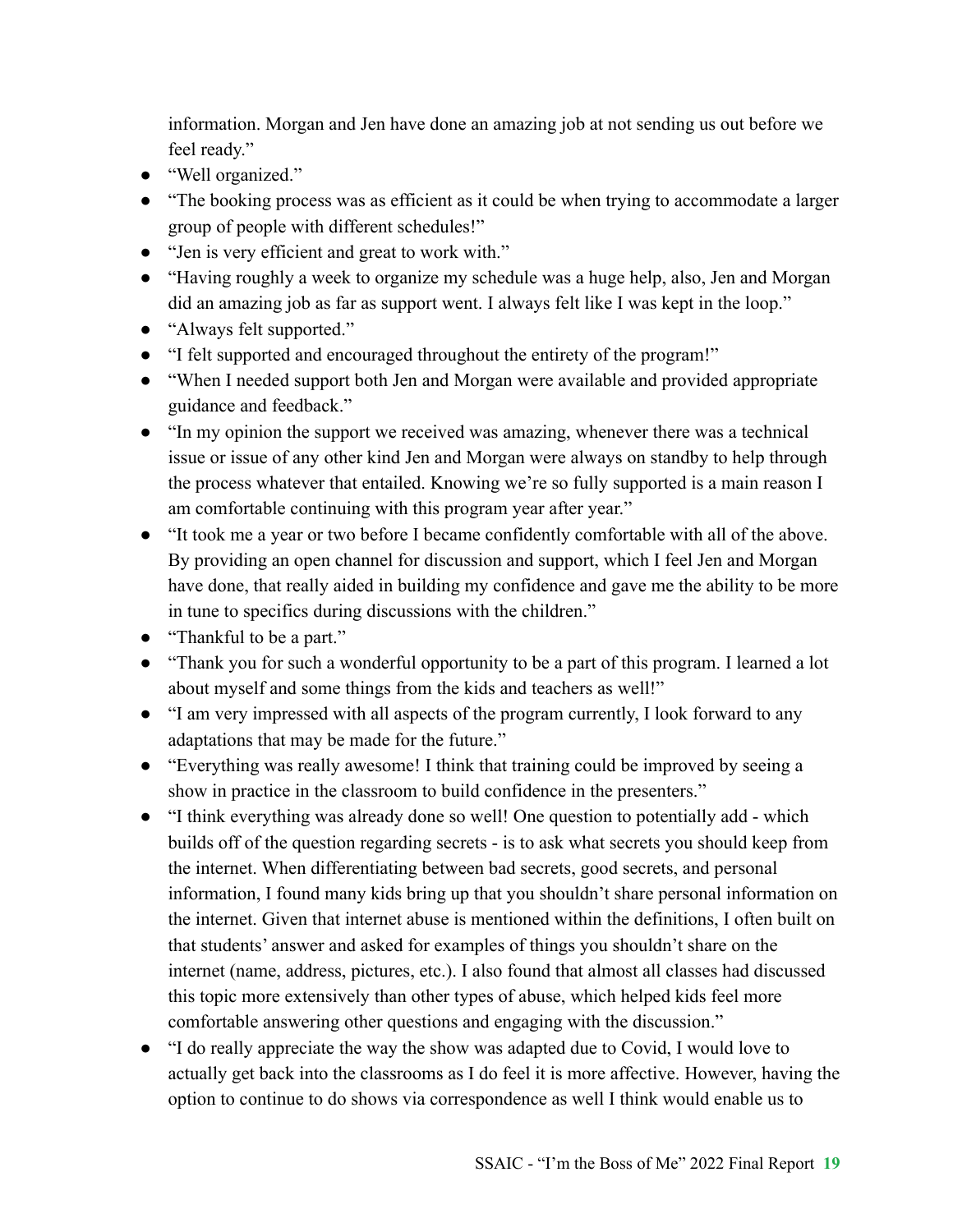information. Morgan and Jen have done an amazing job at not sending us out before we feel ready."

- "Well organized."
- "The booking process was as efficient as it could be when trying to accommodate a larger group of people with different schedules!"
- "Jen is very efficient and great to work with."
- "Having roughly a week to organize my schedule was a huge help, also, Jen and Morgan did an amazing job as far as support went. I always felt like I was kept in the loop."
- "Always felt supported."
- "I felt supported and encouraged throughout the entirety of the program!"
- "When I needed support both Jen and Morgan were available and provided appropriate guidance and feedback."
- "In my opinion the support we received was amazing, whenever there was a technical issue or issue of any other kind Jen and Morgan were always on standby to help through the process whatever that entailed. Knowing we're so fully supported is a main reason I am comfortable continuing with this program year after year."
- "It took me a year or two before I became confidently comfortable with all of the above. By providing an open channel for discussion and support, which I feel Jen and Morgan have done, that really aided in building my confidence and gave me the ability to be more in tune to specifics during discussions with the children."
- "Thankful to be a part."
- "Thank you for such a wonderful opportunity to be a part of this program. I learned a lot about myself and some things from the kids and teachers as well!"
- "I am very impressed with all aspects of the program currently, I look forward to any adaptations that may be made for the future."
- "Everything was really awesome! I think that training could be improved by seeing a show in practice in the classroom to build confidence in the presenters."
- "I think everything was already done so well! One question to potentially add - which builds off of the question regarding secrets - is to ask what secrets you should keep from the internet. When differentiating between bad secrets, good secrets, and personal information, I found many kids bring up that you shouldn't share personal information on the internet. Given that internet abuse is mentioned within the definitions, I often built on that students' answer and asked for examples of things you shouldn't share on the internet (name, address, pictures, etc.). I also found that almost all classes had discussed this topic more extensively than other types of abuse, which helped kids feel more comfortable answering other questions and engaging with the discussion."
- "I do really appreciate the way the show was adapted due to Covid, I would love to actually get back into the classrooms as I do feel it is more affective. However, having the option to continue to do shows via correspondence as well I think would enable us to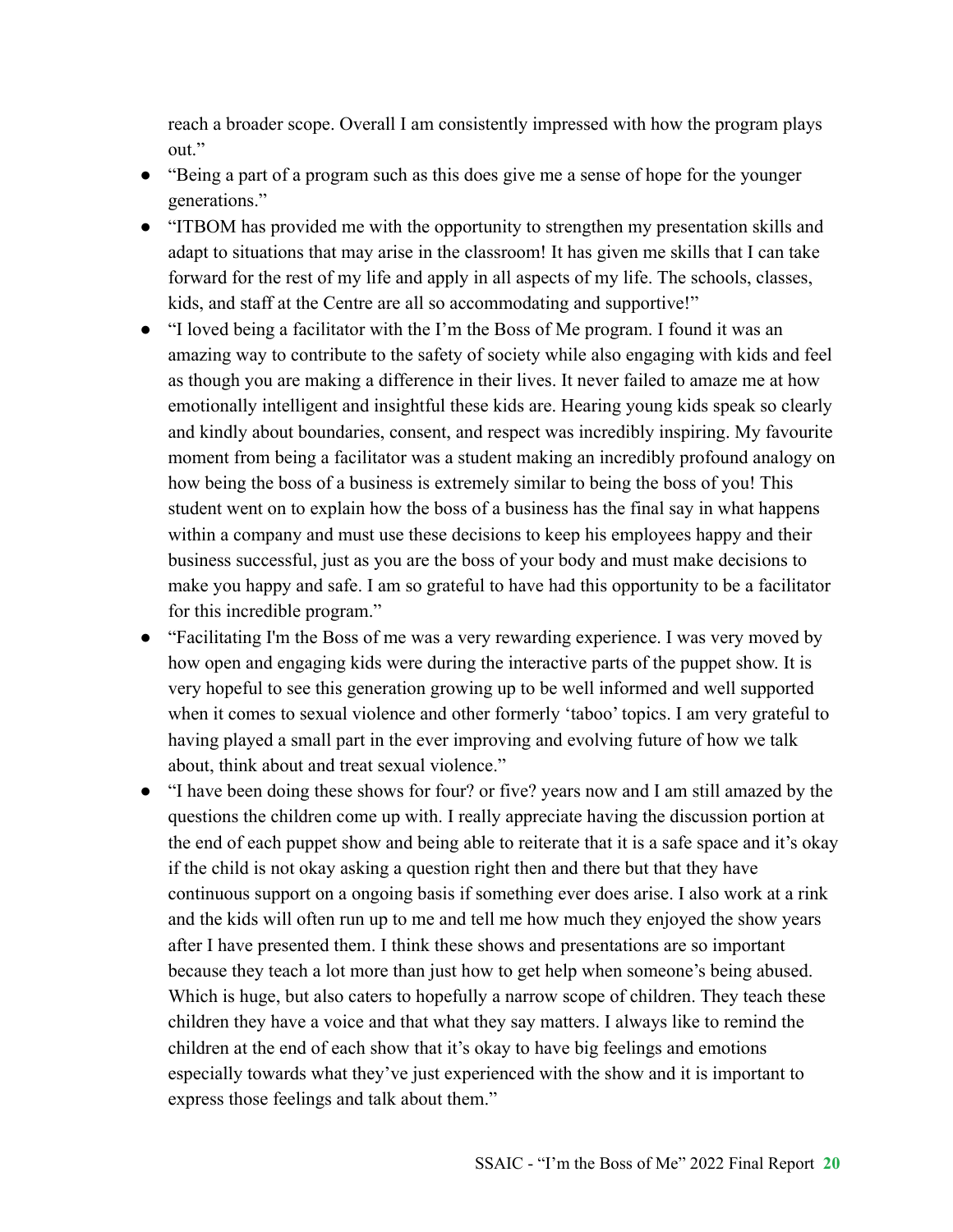reach a broader scope. Overall I am consistently impressed with how the program plays out."

- "Being a part of a program such as this does give me a sense of hope for the younger generations."
- "ITBOM has provided me with the opportunity to strengthen my presentation skills and adapt to situations that may arise in the classroom! It has given me skills that I can take forward for the rest of my life and apply in all aspects of my life. The schools, classes, kids, and staff at the Centre are all so accommodating and supportive!"
- "I loved being a facilitator with the I'm the Boss of Me program. I found it was an amazing way to contribute to the safety of society while also engaging with kids and feel as though you are making a difference in their lives. It never failed to amaze me at how emotionally intelligent and insightful these kids are. Hearing young kids speak so clearly and kindly about boundaries, consent, and respect was incredibly inspiring. My favourite moment from being a facilitator was a student making an incredibly profound analogy on how being the boss of a business is extremely similar to being the boss of you! This student went on to explain how the boss of a business has the final say in what happens within a company and must use these decisions to keep his employees happy and their business successful, just as you are the boss of your body and must make decisions to make you happy and safe. I am so grateful to have had this opportunity to be a facilitator for this incredible program."
- "Facilitating I'm the Boss of me was a very rewarding experience. I was very moved by how open and engaging kids were during the interactive parts of the puppet show. It is very hopeful to see this generation growing up to be well informed and well supported when it comes to sexual violence and other formerly 'taboo' topics. I am very grateful to having played a small part in the ever improving and evolving future of how we talk about, think about and treat sexual violence."
- "I have been doing these shows for four? or five? years now and I am still amazed by the questions the children come up with. I really appreciate having the discussion portion at the end of each puppet show and being able to reiterate that it is a safe space and it's okay if the child is not okay asking a question right then and there but that they have continuous support on a ongoing basis if something ever does arise. I also work at a rink and the kids will often run up to me and tell me how much they enjoyed the show years after I have presented them. I think these shows and presentations are so important because they teach a lot more than just how to get help when someone's being abused. Which is huge, but also caters to hopefully a narrow scope of children. They teach these children they have a voice and that what they say matters. I always like to remind the children at the end of each show that it's okay to have big feelings and emotions especially towards what they've just experienced with the show and it is important to express those feelings and talk about them."